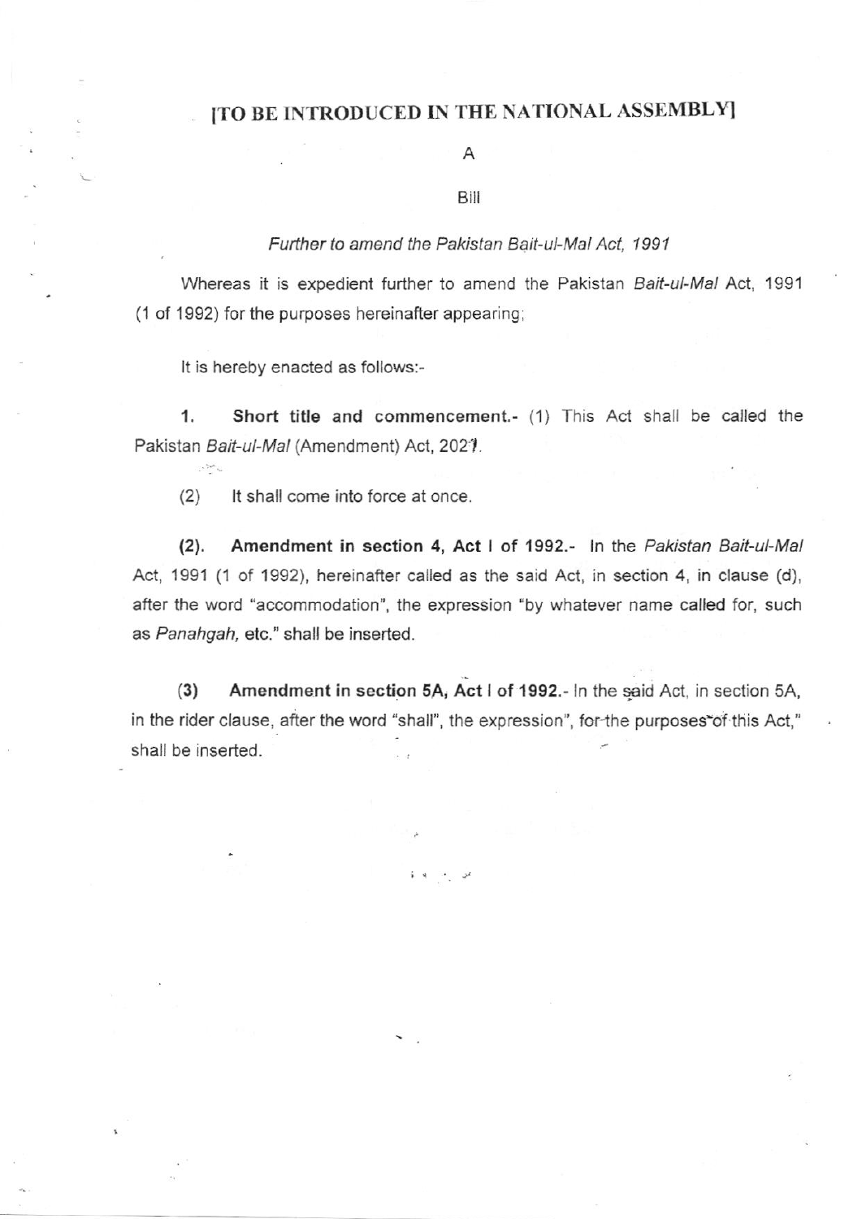**[TO BE INTRODUCED IN THE NATIONAL ASSEMBLY]**

A

Bill

*Further to amend the Pakistan Bait-ul-Mal Act, 1991*

Whereas it is expedient further to amend the Pakistan *Bait-ul-Mal* Act, 1991 (1 of 1992) for the purposes hereinafter appearing;

It is hereby enacted as follows:-

**1. Short title and commencement.-** (1) This Act shall be called the Pakistan *Bait-ul-Mal* (Amendment) Act, 2021.

(2) It shall come into force at once.

**(2). Amendment in section 4, Act I of 1992.-** In the *Pakistan Bait-ul-Mal* Act, 1991 (1 of 1992), hereinafter called as the said Act, in section 4, in clause (d), after the word "accommodation", the expression "by whatever name called for, such as *Panahgah,* etc." shall be inserted.

**(3) Amendment in section 5A, Act I of 1992.-** In the said Act, in section 5A, in the rider clause, after the word "shall", the expression", for the purposes of this Act," shall be inserted.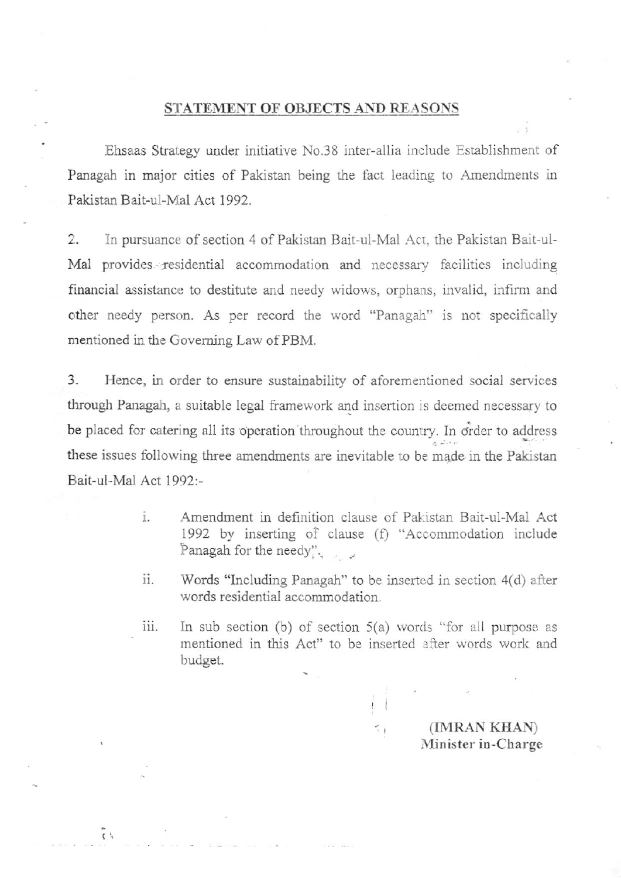## STATEMENT OF OBJECTS AND REASONS

Ehsaas Strategy under initiative No.38 inter-allia include Establishment of Panagah in major cities of Pakistan being the fact leading to Amendments in Pakistan Bait-ul-Mal Act 1992.

2. In pursuance of section 4 of Pakistan Bait-ul-Mal Act, the Pakistan Bait-ul-Mal provides residential accommodation and necessary facilities including financial assistance to destitute and needy widows, orphans, invalid, infirm and other needy person. As per record the word "Panagah" is not specifically mentioned in the Governing Law of PBM.

3. Hence, in order to ensure sustainability of aforementioned social services through Panagah, a suitable legal framework and insertion is deemed necessary to be placed for catering all its operation throughout the country. In order to address these issues following three amendments are inevitable to be made in the Pakistan Bait-ul-Mal Act 1992:-

i. Amendment in definition clause of Pakistan Bait-ul-Mal Act 1992 by inserting of clause (f) "Accommodation include Panagah for the needy".

ii. Words "Including Panagah" to be inserted in section 4(d) after words residential accommodation.

iii. In sub section (b) of section 5(a) words "for all purpose as mentioned in this Act" to be inserted after words work and budget.

(IMRAN KHAN)
Minister in-Charge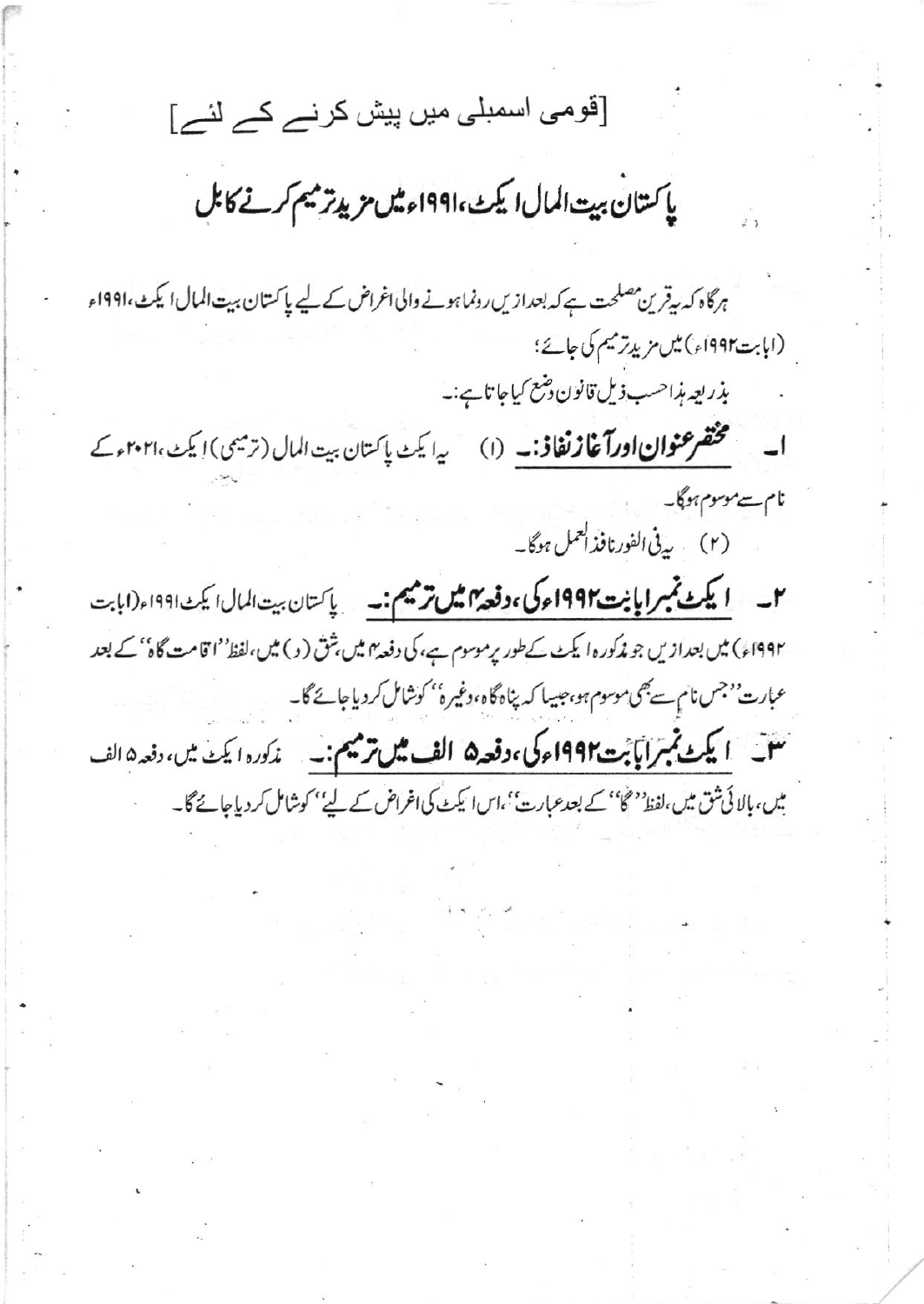[قومی اسمبلی میں پیش کرنے کے لئے]

# پاکستان بیت المال ایکٹ، ۱۹۹۱ء میں مزید ترمیم کرنے کا بل

ہرگاہ کہ یہ قرین مصلحت ہے کہ بعدازیں رونما ہونے والی اغراض کے لیے پاکستان بیت المال ایکٹ، ۱۹۹۱ء (ا بابت ۱۹۹۲ء) میں مزید ترمیم کی جائے؛

بذریعہ ہذا حسب ذیل قانون وضع کیا جاتا ہے:۔

۱۔ **مختصر عنوان اور آغاز نفاذ:۔** (۱) یہ ایکٹ پاکستان بیت المال (ترمیمی) ایکٹ، ۲۰۲۱ء کے نام سے موسوم ہوگا۔

(۲) یہ فی الفور نافذ العمل ہوگا۔

۲۔ **ایکٹ نمبر ا بابت ۱۹۹۲ء کی، دفعہ ۴ میں ترمیم:۔** پاکستان بیت المال ایکٹ ۱۹۹۱ء (ا بابت ۱۹۹۲ء) میں بعدازیں جو مذکورہ ایکٹ کے طور پر موسوم ہے، کی دفعہ ۴ میں، شق (د) میں، لفظ ''اقامت گاہ'' کے بعد عبارت ''جس نام سے بھی موسوم ہو، جیسا کہ پناہ گاہ، وغیرہ'' کو شامل کر دیا جائے گا۔

۳۔ **ایکٹ نمبر ا بابت ۱۹۹۲ء کی، دفعہ ۵ الف میں ترمیم:۔** مذکورہ ایکٹ میں، دفعہ ۵ الف میں، بالائی شق میں، لفظ ''گا'' کے بعد عبارت ''، اس ایکٹ کی اغراض کے لیے'' کو شامل کر دیا جائے گا۔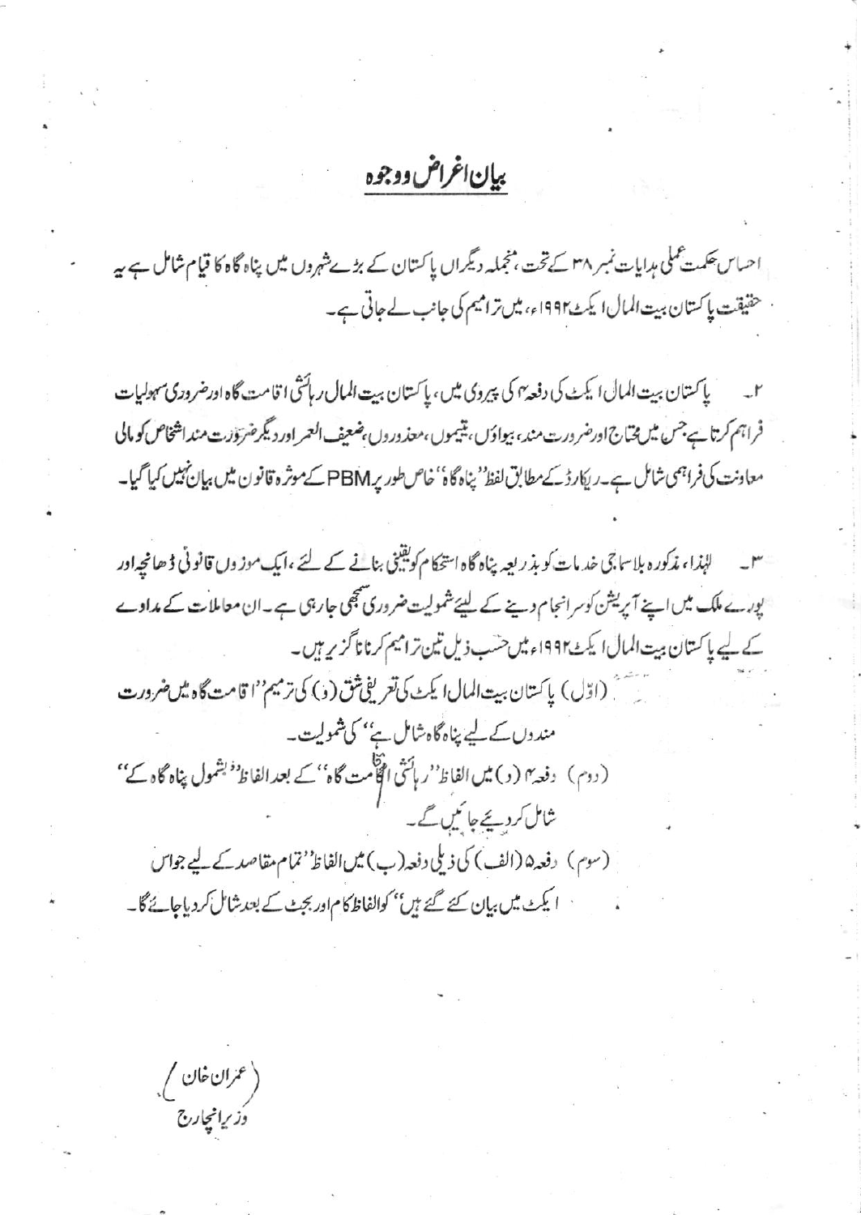# بیان اغراض ووجوہ

احساس حکمت عملی ہدایات نمبر ۳۸ کے تحت ،منجملہ دیگراں پاکستان کے بڑے شہروں میں پناہ گاہ کا قیام شامل ہے یہ حقیقت پاکستان بیت المال ایکٹ ۱۹۹۲ء، میں ترامیم کی جانب لے جاتی ہے۔

۲۔ پاکستان بیت المال ایکٹ کی دفعہ ۴ کی پیروی میں، پاکستان بیت المال رہائشی اقامت گاہ اور ضروری سہولیات فراہم کرتا ہے جس میں محتاج اور ضرورت مند، بیواؤں، یتیموں، معذوروں، ضعیف العمر اور دیگر ضرورت مند اشخاص کو مالی معاونت کی فراہمی شامل ہے۔ ریکارڈ کے مطابق لفظ ''پناہ گاہ'' خاص طور پر PBM کے موثرہ قانون میں بیان نہیں کیا گیا۔

۳۔ لہٰذا، مذکورہ بالا سماجی خدمات کو بذریعہ پناہ گاہ استحکام کو یقینی بنانے کے لئے، ایک موزوں قانونی ڈھانچہ اور پورے ملک میں اپنے آپریشن کو سرانجام دینے کے لیئے شمولیت ضروری سمجھی جارہی ہے۔ ان معاملات کے مداوے کے لیے پاکستان بیت المال ایکٹ ۱۹۹۲ء میں حسب ذیل تین ترامیم کرنا گزیر ہیں۔

(اوّل) پاکستان بیت المال ایکٹ کی تعریفی شق (د) کی ترمیم ''اقامت گاہ میں ضرورت مندوں کے لیے پناہ گاہ شامل ہے'' کی شمولیت۔

(دوم) دفعہ ۴ (د) میں الفاظ ''رہائشی اقامت گاہ'' کے بعد الفاظ ''بشمول پناہ گاہ کے'' شامل کر دیئے جائیں گے۔

(سوم) دفعہ ۵ (الف) کی ذیلی دفعہ (ب) میں الفاظ ''تمام مقاصد کے لیے جو اس ایکٹ میں بیان کئے گئے ہیں'' کو الفاظ کام اور بجٹ کے بعد شامل کر دیا جائے گا۔

(عمران خان)
وزیر انچارج